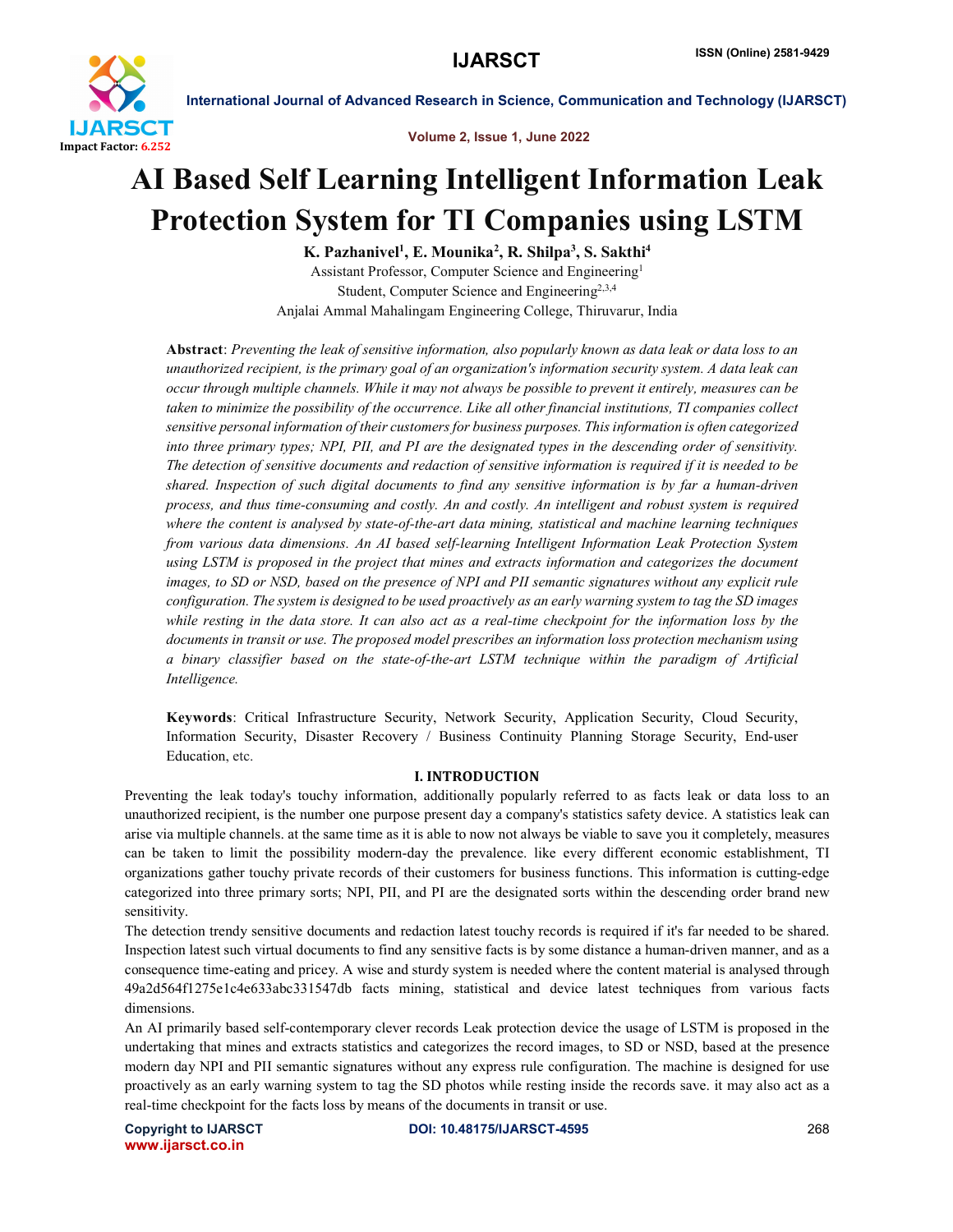# AI Based Self Learning Intelligent Information Leak Protection System for TI Companies using LSTM

**K. Pazhanivel[1], E. Mounika[2], R. Shilpa[3], S. Sakthi[4]**

Assistant Professor, Computer Science and Engineering[1]

Student, Computer Science and Engineering[2,3,4]

Anjalai Ammal Mahalingam Engineering College, Thiruvarur, India

**Abstract**: *Preventing the leak of sensitive information, also popularly known as data leak or data loss to an unauthorized recipient, is the primary goal of an organization's information security system. A data leak can occur through multiple channels. While it may not always be possible to prevent it entirely, measures can be taken to minimize the possibility of the occurrence. Like all other financial institutions, TI companies collect sensitive personal information of their customers for business purposes. This information is often categorized into three primary types; NPI, PII, and PI are the designated types in the descending order of sensitivity. The detection of sensitive documents and redaction of sensitive information is required if it is needed to be shared. Inspection of such digital documents to find any sensitive information is by far a human-driven process, and thus time-consuming and costly. An and costly. An intelligent and robust system is required where the content is analysed by state-of-the-art data mining, statistical and machine learning techniques from various data dimensions. An AI based self-learning Intelligent Information Leak Protection System using LSTM is proposed in the project that mines and extracts information and categorizes the document images, to SD or NSD, based on the presence of NPI and PII semantic signatures without any explicit rule configuration. The system is designed to be used proactively as an early warning system to tag the SD images while resting in the data store. It can also act as a real-time checkpoint for the information loss by the documents in transit or use. The proposed model prescribes an information loss protection mechanism using a binary classifier based on the state-of-the-art LSTM technique within the paradigm of Artificial Intelligence.*

**Keywords**: Critical Infrastructure Security, Network Security, Application Security, Cloud Security, Information Security, Disaster Recovery / Business Continuity Planning Storage Security, End-user Education, etc.

## I. INTRODUCTION

Preventing the leak today's touchy information, additionally popularly referred to as facts leak or data loss to an unauthorized recipient, is the number one purpose present day a company's statistics safety device. A statistics leak can arise via multiple channels. at the same time as it is able to now not always be viable to save you it completely, measures can be taken to limit the possibility modern-day the prevalence. like every different economic establishment, TI organizations gather touchy private records of their customers for business functions. This information is cutting-edge categorized into three primary sorts; NPI, PII, and PI are the designated sorts within the descending order brand new sensitivity.

The detection trendy sensitive documents and redaction latest touchy records is required if it's far needed to be shared. Inspection latest such virtual documents to find any sensitive facts is by some distance a human-driven manner, and as a consequence time-eating and pricey. A wise and sturdy system is needed where the content material is analysed through 49a2d564f1275e1c4e633abc331547db facts mining, statistical and device latest techniques from various facts dimensions.

An AI primarily based self-contemporary clever records Leak protection device the usage of LSTM is proposed in the undertaking that mines and extracts statistics and categorizes the record images, to SD or NSD, based at the presence modern day NPI and PII semantic signatures without any express rule configuration. The machine is designed for use proactively as an early warning system to tag the SD photos while resting inside the records save. it may also act as a real-time checkpoint for the facts loss by means of the documents in transit or use.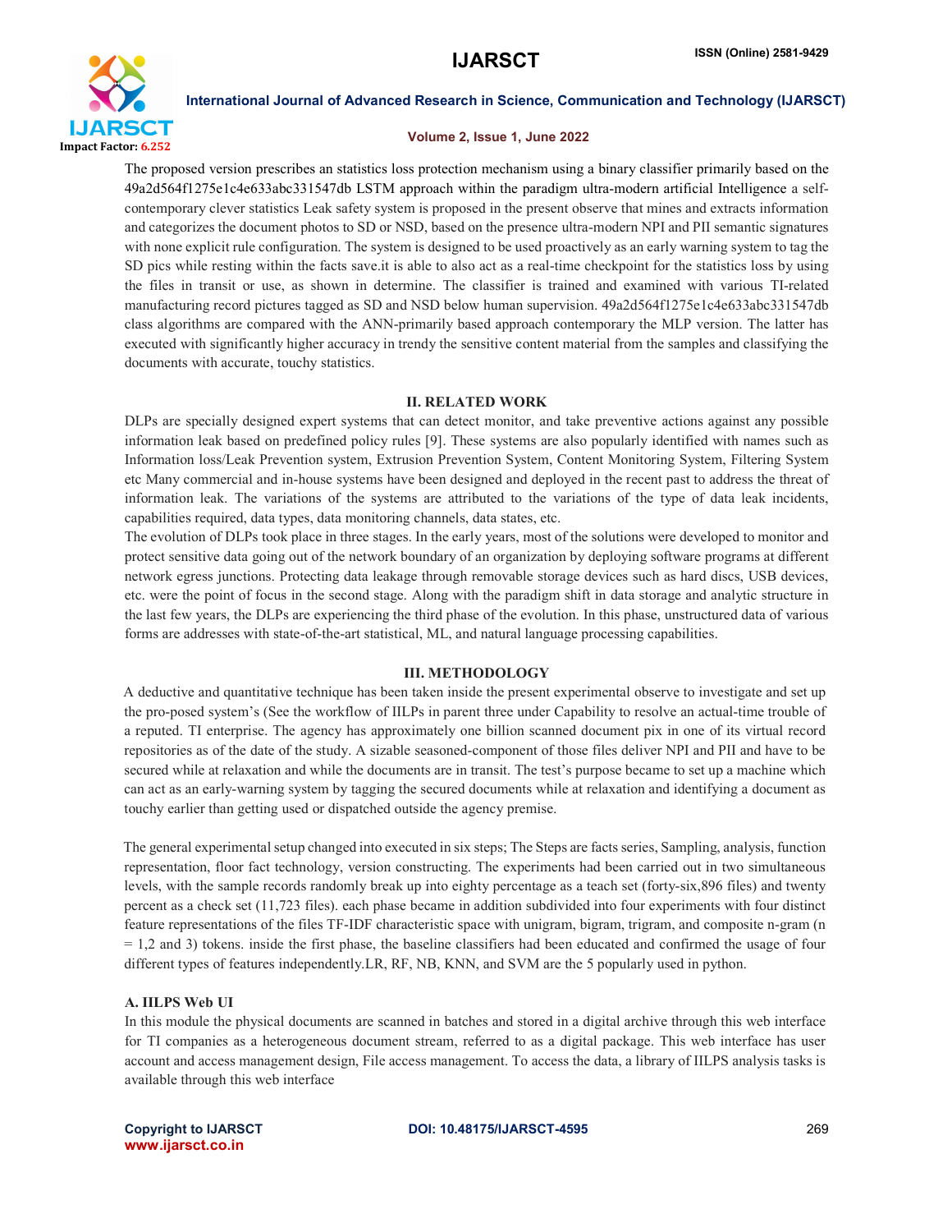The proposed version prescribes an statistics loss protection mechanism using a binary classifier primarily based on the 49a2d564f1275e1c4e633abc331547db LSTM approach within the paradigm ultra-modern artificial Intelligence a self-contemporary clever statistics Leak safety system is proposed in the present observe that mines and extracts information and categorizes the document photos to SD or NSD, based on the presence ultra-modern NPI and PII semantic signatures with none explicit rule configuration. The system is designed to be used proactively as an early warning system to tag the SD pics while resting within the facts save.it is able to also act as a real-time checkpoint for the statistics loss by using the files in transit or use, as shown in determine. The classifier is trained and examined with various TI-related manufacturing record pictures tagged as SD and NSD below human supervision. 49a2d564f1275e1c4e633abc331547db class algorithms are compared with the ANN-primarily based approach contemporary the MLP version. The latter has executed with significantly higher accuracy in trendy the sensitive content material from the samples and classifying the documents with accurate, touchy statistics.

## II. RELATED WORK

DLPs are specially designed expert systems that can detect monitor, and take preventive actions against any possible information leak based on predefined policy rules [9]. These systems are also popularly identified with names such as Information loss/Leak Prevention system, Extrusion Prevention System, Content Monitoring System, Filtering System etc Many commercial and in-house systems have been designed and deployed in the recent past to address the threat of information leak. The variations of the systems are attributed to the variations of the type of data leak incidents, capabilities required, data types, data monitoring channels, data states, etc.

The evolution of DLPs took place in three stages. In the early years, most of the solutions were developed to monitor and protect sensitive data going out of the network boundary of an organization by deploying software programs at different network egress junctions. Protecting data leakage through removable storage devices such as hard discs, USB devices, etc. were the point of focus in the second stage. Along with the paradigm shift in data storage and analytic structure in the last few years, the DLPs are experiencing the third phase of the evolution. In this phase, unstructured data of various forms are addresses with state-of-the-art statistical, ML, and natural language processing capabilities.

## III. METHODOLOGY

A deductive and quantitative technique has been taken inside the present experimental observe to investigate and set up the pro-posed system's (See the workflow of IILPs in parent three under Capability to resolve an actual-time trouble of a reputed. TI enterprise. The agency has approximately one billion scanned document pix in one of its virtual record repositories as of the date of the study. A sizable seasoned-component of those files deliver NPI and PII and have to be secured while at relaxation and while the documents are in transit. The test's purpose became to set up a machine which can act as an early-warning system by tagging the secured documents while at relaxation and identifying a document as touchy earlier than getting used or dispatched outside the agency premise.

The general experimental setup changed into executed in six steps; The Steps are facts series, Sampling, analysis, function representation, floor fact technology, version constructing. The experiments had been carried out in two simultaneous levels, with the sample records randomly break up into eighty percentage as a teach set (forty-six,896 files) and twenty percent as a check set (11,723 files). each phase became in addition subdivided into four experiments with four distinct feature representations of the files TF-IDF characteristic space with unigram, bigram, trigram, and composite n-gram (n = 1,2 and 3) tokens. inside the first phase, the baseline classifiers had been educated and confirmed the usage of four different types of features independently.LR, RF, NB, KNN, and SVM are the 5 popularly used in python.

### A. IILPS Web UI

In this module the physical documents are scanned in batches and stored in a digital archive through this web interface for TI companies as a heterogeneous document stream, referred to as a digital package. This web interface has user account and access management design, File access management. To access the data, a library of IILPS analysis tasks is available through this web interface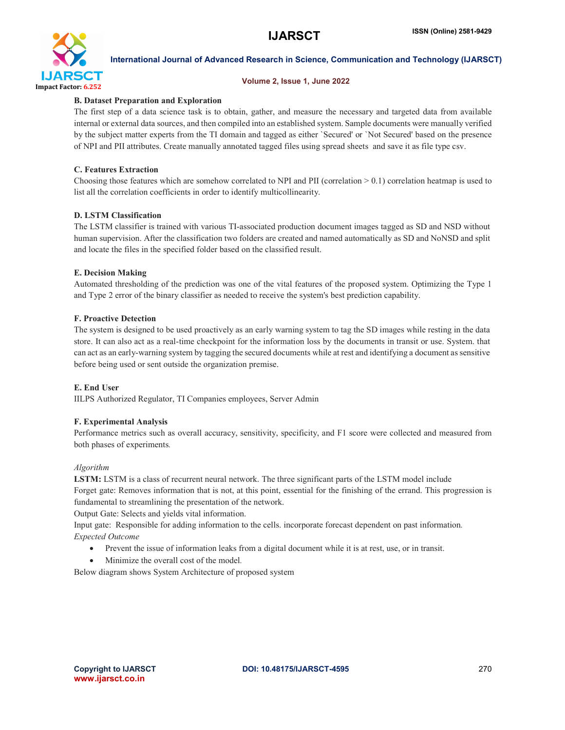### B. Dataset Preparation and Exploration

The first step of a data science task is to obtain, gather, and measure the necessary and targeted data from available internal or external data sources, and then compiled into an established system. Sample documents were manually verified by the subject matter experts from the TI domain and tagged as either `Secured' or `Not Secured' based on the presence of NPI and PII attributes. Create manually annotated tagged files using spread sheets and save it as file type csv.

### C. Features Extraction

Choosing those features which are somehow correlated to NPI and PII (correlation > 0.1) correlation heatmap is used to list all the correlation coefficients in order to identify multicollinearity.

### D. LSTM Classification

The LSTM classifier is trained with various TI-associated production document images tagged as SD and NSD without human supervision. After the classification two folders are created and named automatically as SD and NoNSD and split and locate the files in the specified folder based on the classified result.

### E. Decision Making

Automated thresholding of the prediction was one of the vital features of the proposed system. Optimizing the Type 1 and Type 2 error of the binary classifier as needed to receive the system's best prediction capability.

### F. Proactive Detection

The system is designed to be used proactively as an early warning system to tag the SD images while resting in the data store. It can also act as a real-time checkpoint for the information loss by the documents in transit or use. System. that can act as an early-warning system by tagging the secured documents while at rest and identifying a document as sensitive before being used or sent outside the organization premise.

### E. End User

IILPS Authorized Regulator, TI Companies employees, Server Admin

### F. Experimental Analysis

Performance metrics such as overall accuracy, sensitivity, specificity, and F1 score were collected and measured from both phases of experiments.

*Algorithm*

**LSTM:** LSTM is a class of recurrent neural network. The three significant parts of the LSTM model include

Forget gate: Removes information that is not, at this point, essential for the finishing of the errand. This progression is fundamental to streamlining the presentation of the network.

Output Gate: Selects and yields vital information.

Input gate: Responsible for adding information to the cells. incorporate forecast dependent on past information.

*Expected Outcome*

- Prevent the issue of information leaks from a digital document while it is at rest, use, or in transit.
- Minimize the overall cost of the model.

Below diagram shows System Architecture of proposed system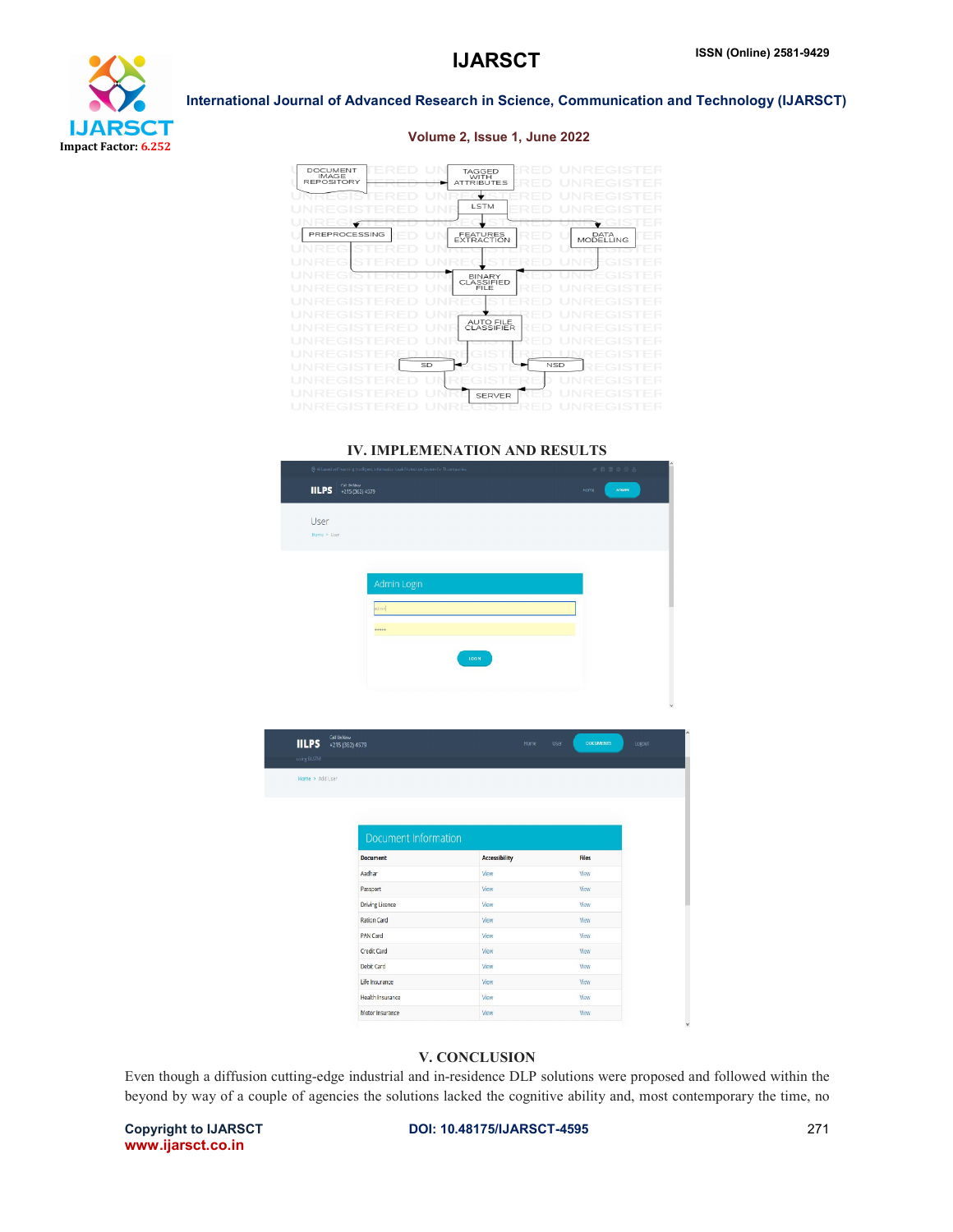## IV. IMPLEMENATION AND RESULTS

## V. CONCLUSION

Even though a diffusion cutting-edge industrial and in-residence DLP solutions were proposed and followed within the beyond by way of a couple of agencies the solutions lacked the cognitive ability and, most contemporary the time, no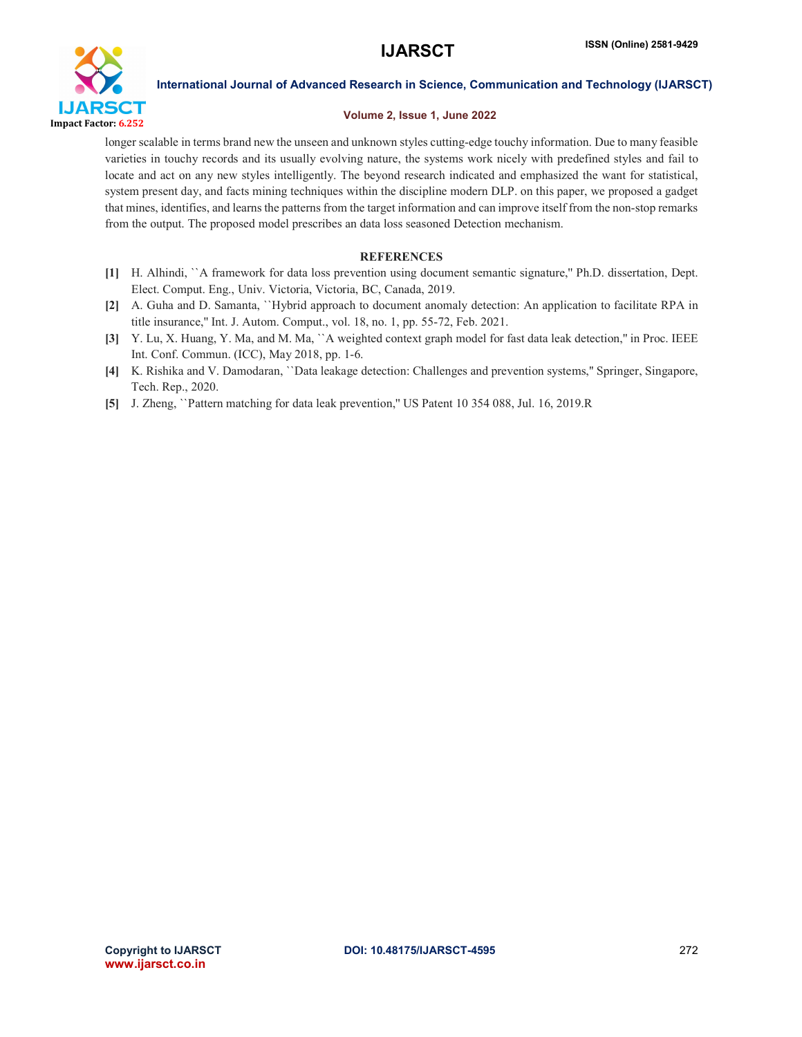longer scalable in terms brand new the unseen and unknown styles cutting-edge touchy information. Due to many feasible varieties in touchy records and its usually evolving nature, the systems work nicely with predefined styles and fail to locate and act on any new styles intelligently. The beyond research indicated and emphasized the want for statistical, system present day, and facts mining techniques within the discipline modern DLP. on this paper, we proposed a gadget that mines, identifies, and learns the patterns from the target information and can improve itself from the non-stop remarks from the output. The proposed model prescribes an data loss seasoned Detection mechanism.

## REFERENCES

**[1]** H. Alhindi, ``A framework for data loss prevention using document semantic signature,'' Ph.D. dissertation, Dept. Elect. Comput. Eng., Univ. Victoria, Victoria, BC, Canada, 2019.

**[2]** A. Guha and D. Samanta, ``Hybrid approach to document anomaly detection: An application to facilitate RPA in title insurance,'' Int. J. Autom. Comput., vol. 18, no. 1, pp. 55-72, Feb. 2021.

**[3]** Y. Lu, X. Huang, Y. Ma, and M. Ma, ``A weighted context graph model for fast data leak detection,'' in Proc. IEEE Int. Conf. Commun. (ICC), May 2018, pp. 1-6.

**[4]** K. Rishika and V. Damodaran, ``Data leakage detection: Challenges and prevention systems,'' Springer, Singapore, Tech. Rep., 2020.

**[5]** J. Zheng, ``Pattern matching for data leak prevention,'' US Patent 10 354 088, Jul. 16, 2019.R